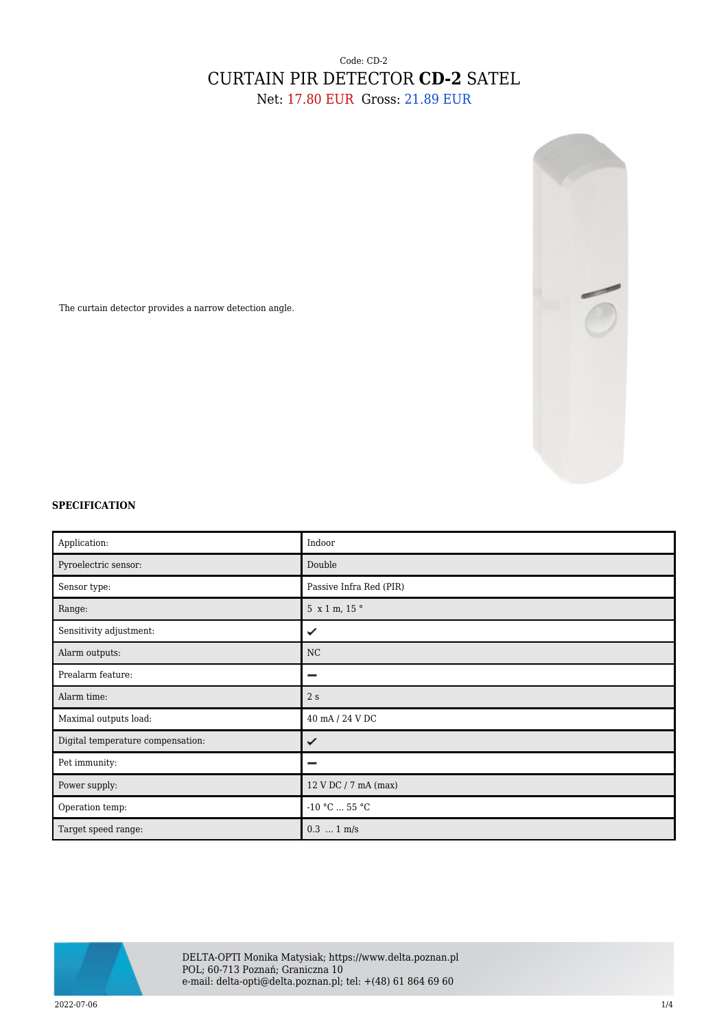Code: CD-2

# CURTAIN PIR DETECTOR **CD-2** SATEL

Net: 17.80 EUR Gross: 21.89 EUR

The curtain detector provides a narrow detection angle.

## SPECIFICATION

| | |
|---|---|
| Application: | Indoor |
| Pyroelectric sensor: | Double |
| Sensor type: | Passive Infra Red (PIR) |
| Range: | 5 x 1 m, 15 ° |
| Sensitivity adjustment: | ✔ |
| Alarm outputs: | NC |
| Prealarm feature: | ➖ |
| Alarm time: | 2 s |
| Maximal outputs load: | 40 mA / 24 V DC |
| Digital temperature compensation: | ✔ |
| Pet immunity: | ➖ |
| Power supply: | 12 V DC / 7 mA (max) |
| Operation temp: | -10 °C ... 55 °C |
| Target speed range: | 0.3 ... 1 m/s |

DELTA-OPTI Monika Matysiak; https://www.delta.poznan.pl
POL; 60-713 Poznań; Graniczna 10
e-mail: delta-opti@delta.poznan.pl; tel: +(48) 61 864 69 60

2022-07-06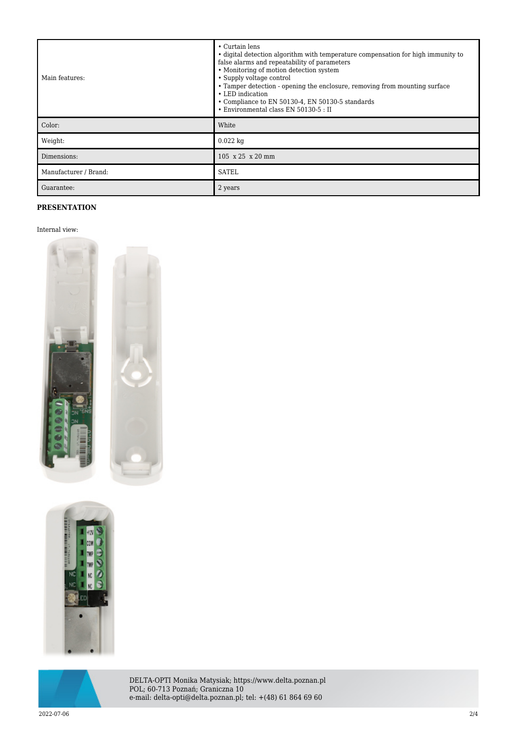| Main features: | • Curtain lens<br>• digital detection algorithm with temperature compensation for high immunity to false alarms and repeatability of parameters<br>• Monitoring of motion detection system<br>• Supply voltage control<br>• Tamper detection - opening the enclosure, removing from mounting surface<br>• LED indication<br>• Compliance to EN 50130-4, EN 50130-5 standards<br>• Environmental class EN 50130-5 : II |
|---|---|
| Color: | White |
| Weight: | 0.022 kg |
| Dimensions: | 105 x 25 x 20 mm |
| Manufacturer / Brand: | SATEL |
| Guarantee: | 2 years |

**PRESENTATION**

Internal view:

DELTA-OPTI Monika Matysiak; https://www.delta.poznan.pl
POL; 60-713 Poznań; Graniczna 10
e-mail: delta-opti@delta.poznan.pl; tel: +(48) 61 864 69 60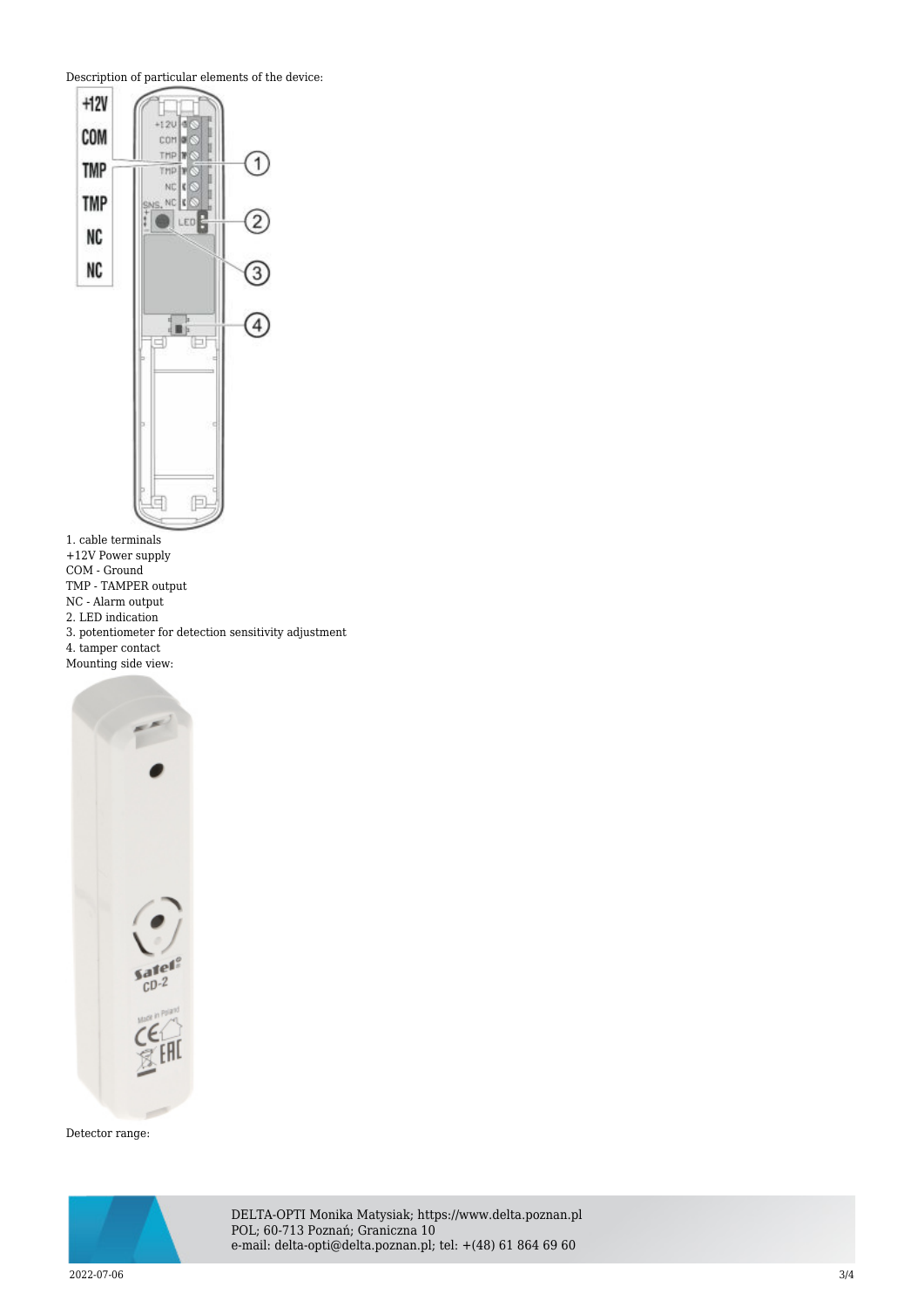Description of particular elements of the device:

1. cable terminals
+12V Power supply
COM - Ground
TMP - TAMPER output
NC - Alarm output
2. LED indication
3. potentiometer for detection sensitivity adjustment
4. tamper contact

Mounting side view:

Detector range: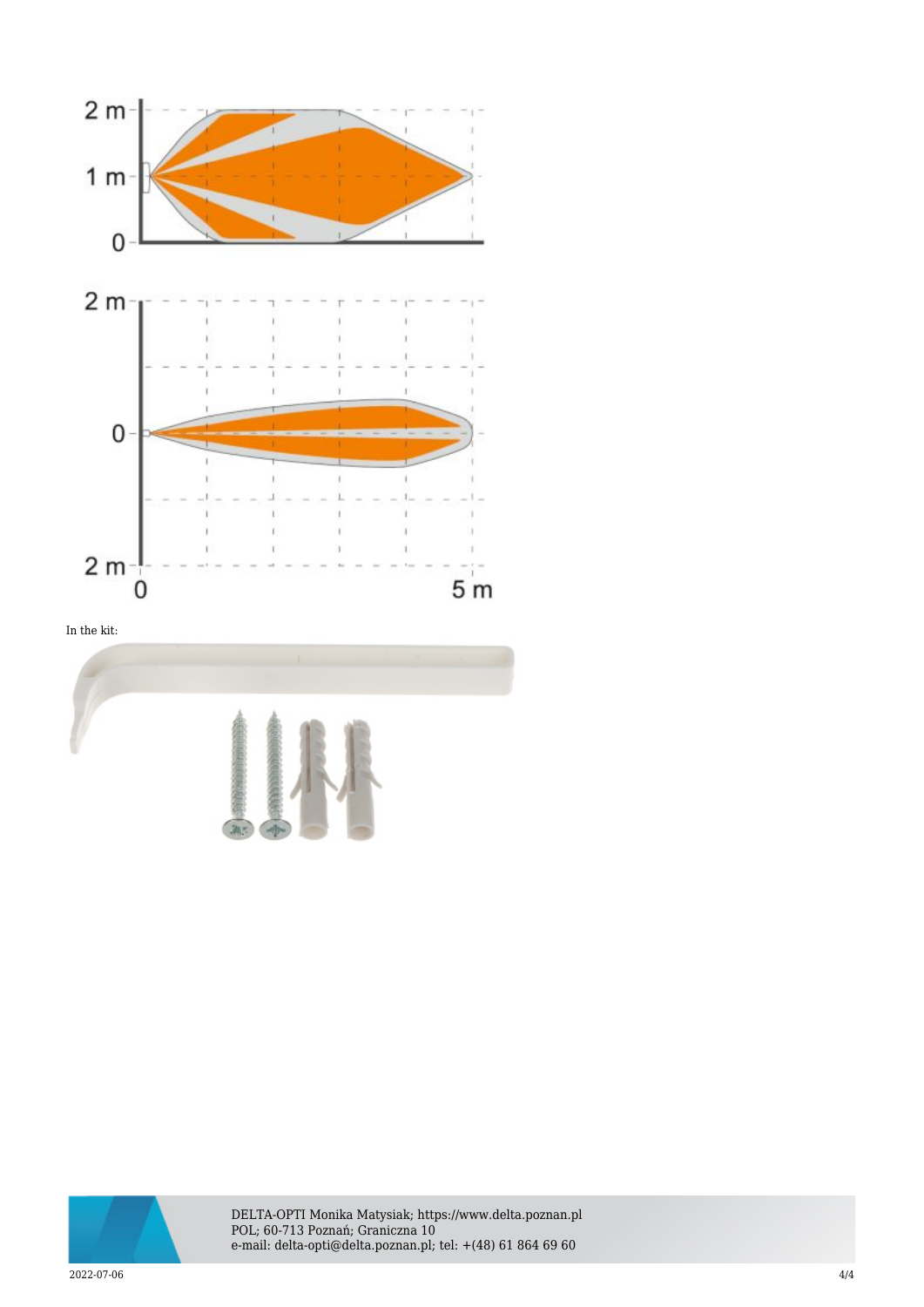2 m

1 m

0

2 m

0

2 m

0

5 m

In the kit: